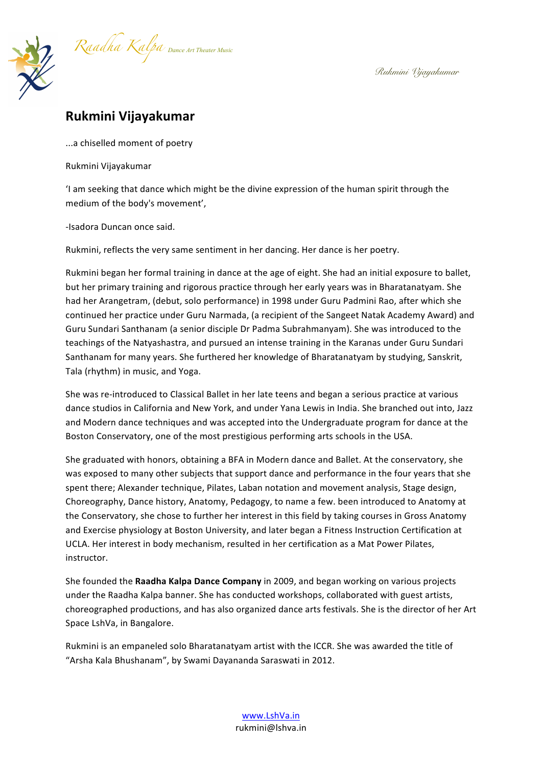# Rukmini Vijayakumar

...a chiselled moment of poetry

Rukmini Vijayakumar

'I am seeking that dance which might be the divine expression of the human spirit through the medium of the body's movement',

-Isadora Duncan once said.

Rukmini, reflects the very same sentiment in her dancing. Her dance is her poetry.

Rukmini began her formal training in dance at the age of eight. She had an initial exposure to ballet, but her primary training and rigorous practice through her early years was in Bharatanatyam. She had her Arangetram, (debut, solo performance) in 1998 under Guru Padmini Rao, after which she continued her practice under Guru Narmada, (a recipient of the Sangeet Natak Academy Award) and Guru Sundari Santhanam (a senior disciple Dr Padma Subrahmanyam). She was introduced to the teachings of the Natyashastra, and pursued an intense training in the Karanas under Guru Sundari Santhanam for many years. She furthered her knowledge of Bharatanatyam by studying, Sanskrit, Tala (rhythm) in music, and Yoga.

She was re-introduced to Classical Ballet in her late teens and began a serious practice at various dance studios in California and New York, and under Yana Lewis in India. She branched out into, Jazz and Modern dance techniques and was accepted into the Undergraduate program for dance at the Boston Conservatory, one of the most prestigious performing arts schools in the USA.

She graduated with honors, obtaining a BFA in Modern dance and Ballet. At the conservatory, she was exposed to many other subjects that support dance and performance in the four years that she spent there; Alexander technique, Pilates, Laban notation and movement analysis, Stage design, Choreography, Dance history, Anatomy, Pedagogy, to name a few. been introduced to Anatomy at the Conservatory, she chose to further her interest in this field by taking courses in Gross Anatomy and Exercise physiology at Boston University, and later began a Fitness Instruction Certification at UCLA. Her interest in body mechanism, resulted in her certification as a Mat Power Pilates, instructor.

She founded the **Raadha Kalpa Dance Company** in 2009, and began working on various projects under the Raadha Kalpa banner. She has conducted workshops, collaborated with guest artists, choreographed productions, and has also organized dance arts festivals. She is the director of her Art Space LshVa, in Bangalore.

Rukmini is an empaneled solo Bharatanatyam artist with the ICCR. She was awarded the title of "Arsha Kala Bhushanam", by Swami Dayananda Saraswati in 2012.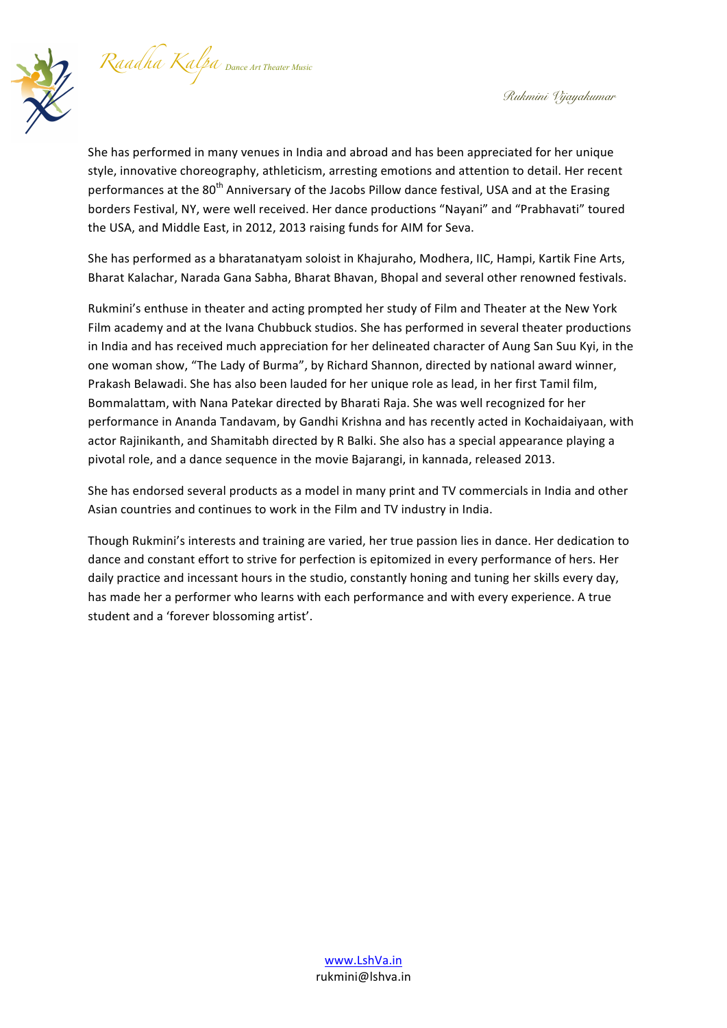She has performed in many venues in India and abroad and has been appreciated for her unique style, innovative choreography, athleticism, arresting emotions and attention to detail. Her recent performances at the 80th Anniversary of the Jacobs Pillow dance festival, USA and at the Erasing borders Festival, NY, were well received. Her dance productions "Nayani" and "Prabhavati" toured the USA, and Middle East, in 2012, 2013 raising funds for AIM for Seva.

She has performed as a bharatanatyam soloist in Khajuraho, Modhera, IIC, Hampi, Kartik Fine Arts, Bharat Kalachar, Narada Gana Sabha, Bharat Bhavan, Bhopal and several other renowned festivals.

Rukmini's enthuse in theater and acting prompted her study of Film and Theater at the New York Film academy and at the Ivana Chubbuck studios. She has performed in several theater productions in India and has received much appreciation for her delineated character of Aung San Suu Kyi, in the one woman show, "The Lady of Burma", by Richard Shannon, directed by national award winner, Prakash Belawadi. She has also been lauded for her unique role as lead, in her first Tamil film, Bommalattam, with Nana Patekar directed by Bharati Raja. She was well recognized for her performance in Ananda Tandavam, by Gandhi Krishna and has recently acted in Kochaidaiyaan, with actor Rajinikanth, and Shamitabh directed by R Balki. She also has a special appearance playing a pivotal role, and a dance sequence in the movie Bajarangi, in kannada, released 2013.

She has endorsed several products as a model in many print and TV commercials in India and other Asian countries and continues to work in the Film and TV industry in India.

Though Rukmini's interests and training are varied, her true passion lies in dance. Her dedication to dance and constant effort to strive for perfection is epitomized in every performance of hers. Her daily practice and incessant hours in the studio, constantly honing and tuning her skills every day, has made her a performer who learns with each performance and with every experience. A true student and a 'forever blossoming artist'.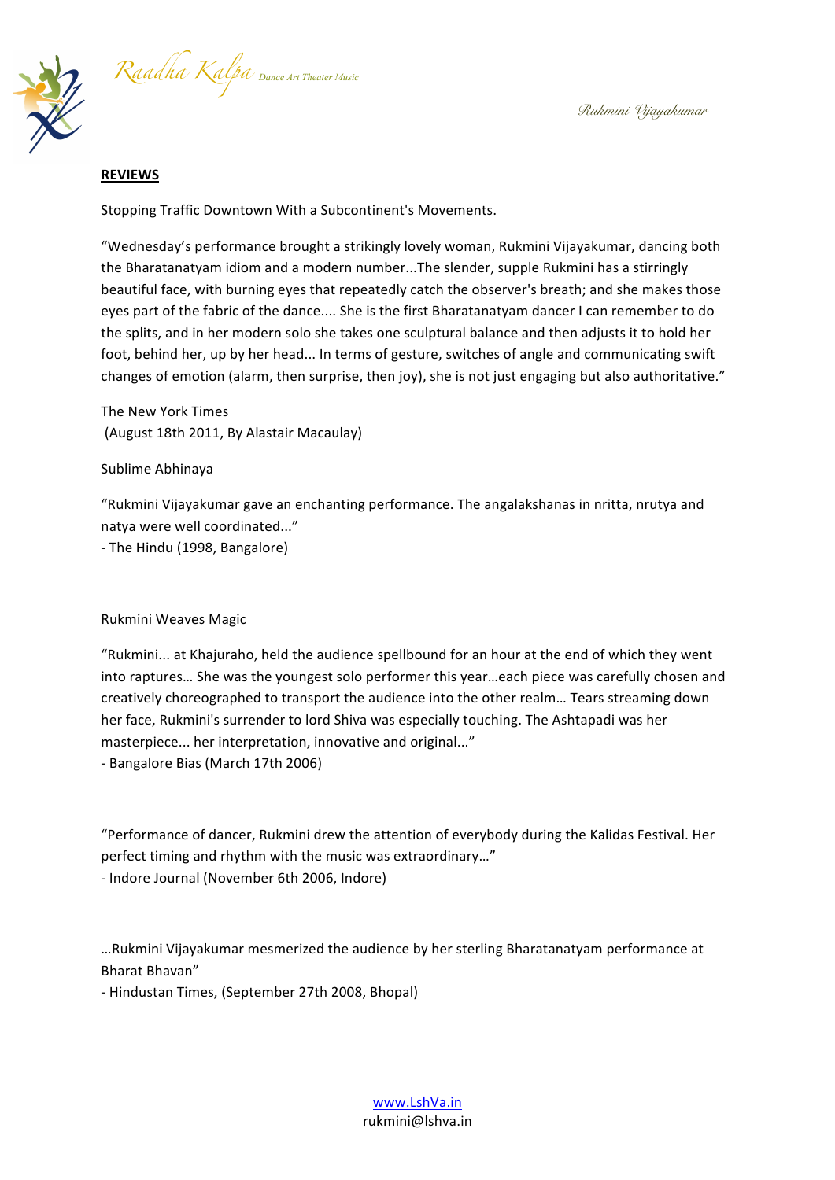**REVIEWS**

Stopping Traffic Downtown With a Subcontinent's Movements.

"Wednesday's performance brought a strikingly lovely woman, Rukmini Vijayakumar, dancing both the Bharatanatyam idiom and a modern number...The slender, supple Rukmini has a stirringly beautiful face, with burning eyes that repeatedly catch the observer's breath; and she makes those eyes part of the fabric of the dance.... She is the first Bharatanatyam dancer I can remember to do the splits, and in her modern solo she takes one sculptural balance and then adjusts it to hold her foot, behind her, up by her head... In terms of gesture, switches of angle and communicating swift changes of emotion (alarm, then surprise, then joy), she is not just engaging but also authoritative."

The New York Times
(August 18th 2011, By Alastair Macaulay)

Sublime Abhinaya

"Rukmini Vijayakumar gave an enchanting performance. The angalakshanas in nritta, nrutya and natya were well coordinated..."
- The Hindu (1998, Bangalore)

Rukmini Weaves Magic

"Rukmini... at Khajuraho, held the audience spellbound for an hour at the end of which they went into raptures… She was the youngest solo performer this year…each piece was carefully chosen and creatively choreographed to transport the audience into the other realm… Tears streaming down her face, Rukmini's surrender to lord Shiva was especially touching. The Ashtapadi was her masterpiece... her interpretation, innovative and original..."
- Bangalore Bias (March 17th 2006)

"Performance of dancer, Rukmini drew the attention of everybody during the Kalidas Festival. Her perfect timing and rhythm with the music was extraordinary…"
- Indore Journal (November 6th 2006, Indore)

…Rukmini Vijayakumar mesmerized the audience by her sterling Bharatanatyam performance at Bharat Bhavan"
- Hindustan Times, (September 27th 2008, Bhopal)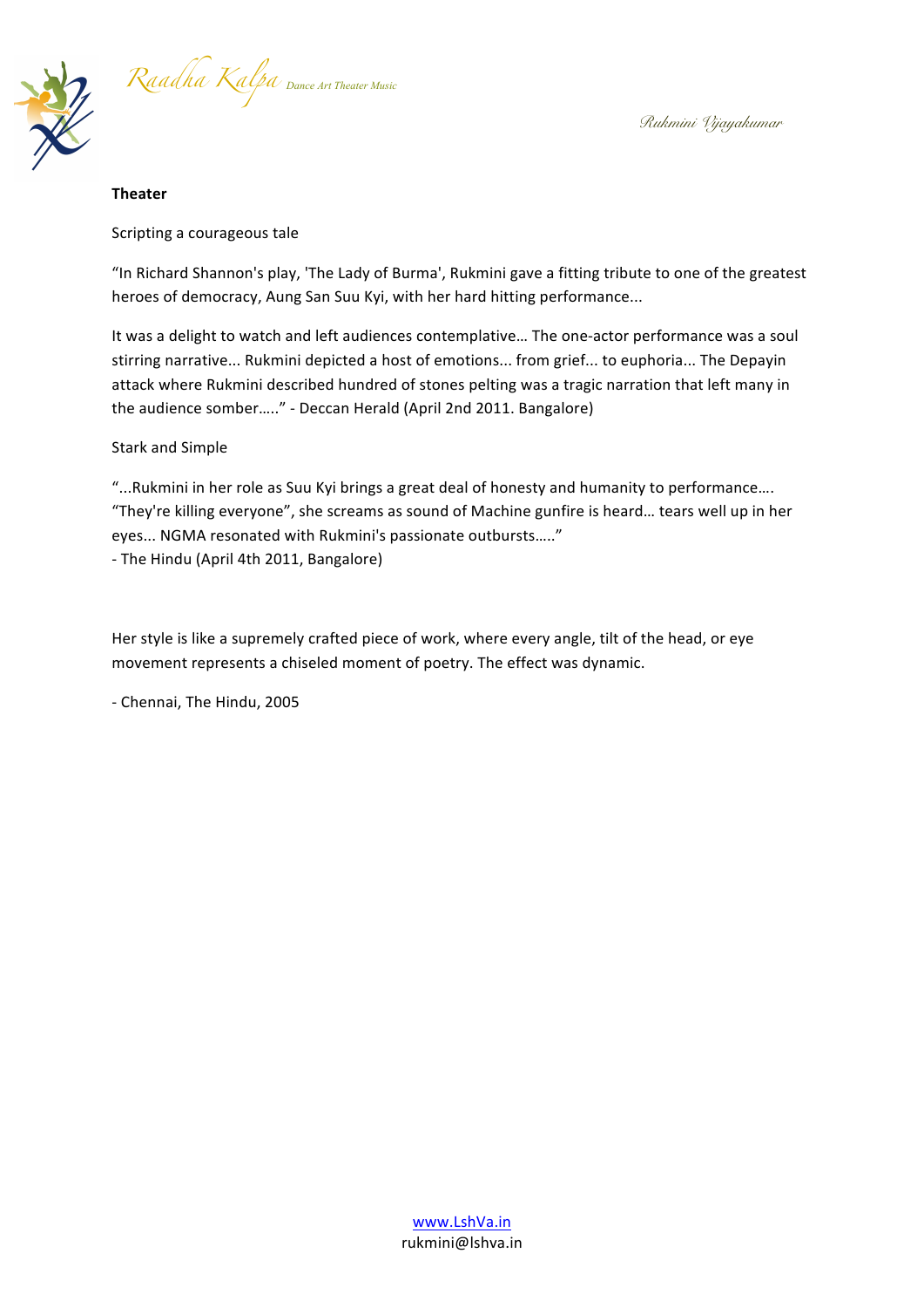**Theater**

Scripting a courageous tale

"In Richard Shannon's play, 'The Lady of Burma', Rukmini gave a fitting tribute to one of the greatest heroes of democracy, Aung San Suu Kyi, with her hard hitting performance...

It was a delight to watch and left audiences contemplative… The one-actor performance was a soul stirring narrative... Rukmini depicted a host of emotions... from grief... to euphoria... The Depayin attack where Rukmini described hundred of stones pelting was a tragic narration that left many in the audience somber….." - Deccan Herald (April 2nd 2011. Bangalore)

Stark and Simple

"...Rukmini in her role as Suu Kyi brings a great deal of honesty and humanity to performance…. "They're killing everyone", she screams as sound of Machine gunfire is heard… tears well up in her eyes... NGMA resonated with Rukmini's passionate outbursts….."
- The Hindu (April 4th 2011, Bangalore)

Her style is like a supremely crafted piece of work, where every angle, tilt of the head, or eye movement represents a chiseled moment of poetry. The effect was dynamic.

- Chennai, The Hindu, 2005

www.LshVa.in
rukmini@lshva.in